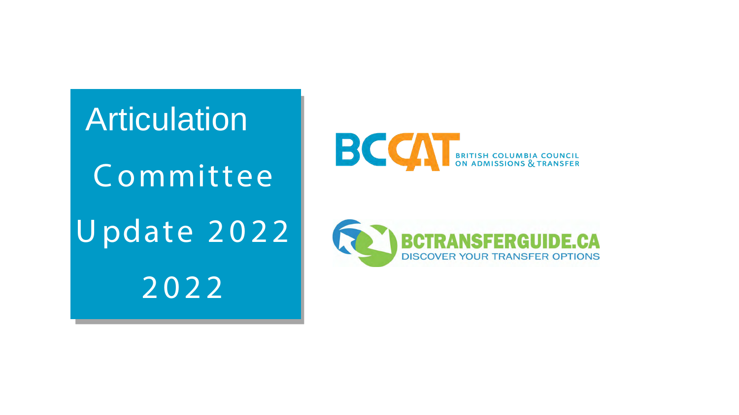# Articulation Committee Update 2022

2022

BCCAT BRITISH COLUMBIA COUNCIL ON ADMISSIONS & TRANSFER

BCTRANSFERGUIDE.CA DISCOVER YOUR TRANSFER OPTIONS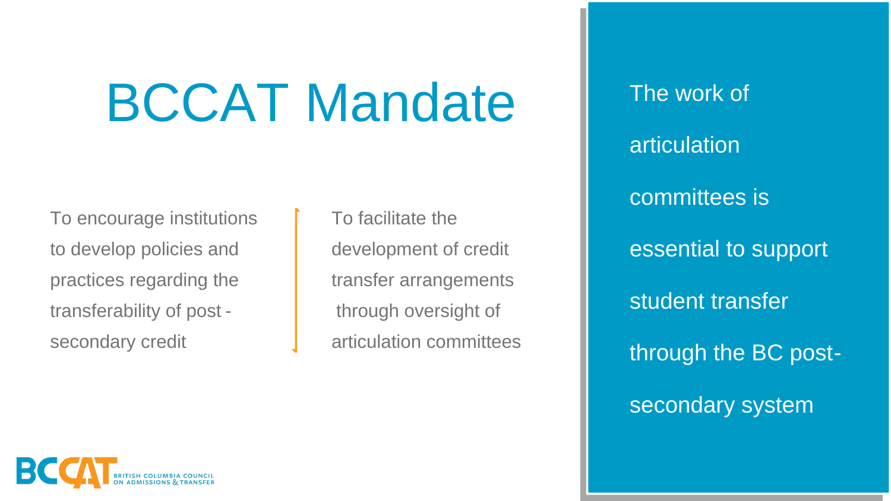# BCCAT Mandate

To encourage institutions to develop policies and practices regarding the transferability of post-secondary credit

To facilitate the development of credit transfer arrangements through oversight of articulation committees

The work of articulation committees is essential to support student transfer through the BC post-secondary system

BCCAT BRITISH COLUMBIA COUNCIL ON ADMISSIONS & TRANSFER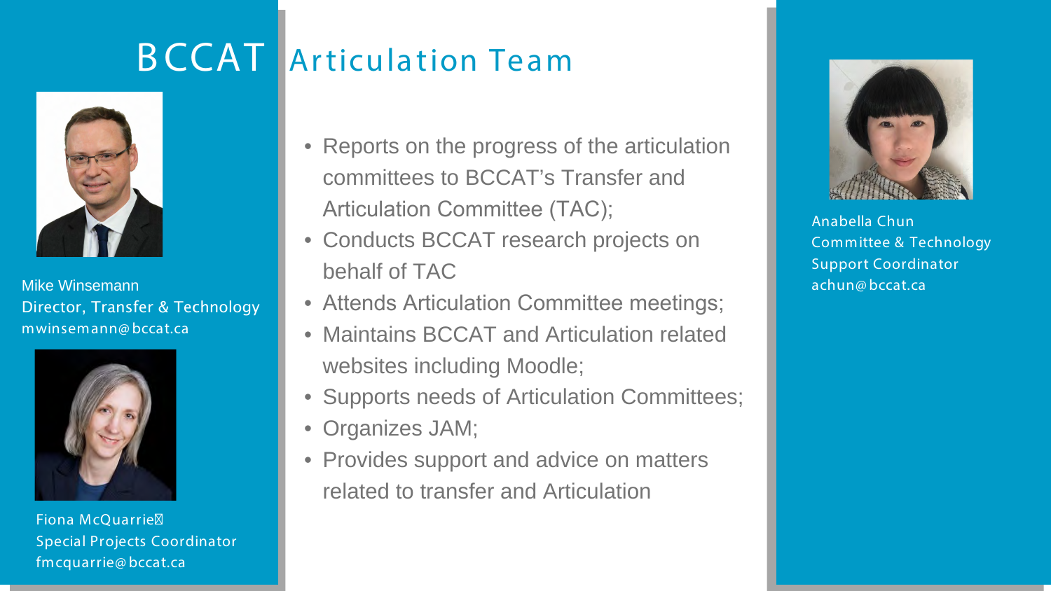# BCCAT Articulation Team

Mike Winsemann
Director, Transfer & Technology
mwinsemann@bccat.ca

Fiona McQuarrie
Special Projects Coordinator
fmcquarrie@bccat.ca

- Reports on the progress of the articulation committees to BCCAT's Transfer and Articulation Committee (TAC);
- Conducts BCCAT research projects on behalf of TAC
- Attends Articulation Committee meetings;
- Maintains BCCAT and Articulation related websites including Moodle;
- Supports needs of Articulation Committees;
- Organizes JAM;
- Provides support and advice on matters related to transfer and Articulation

Anabella Chun
Committee & Technology Support Coordinator
achun@bccat.ca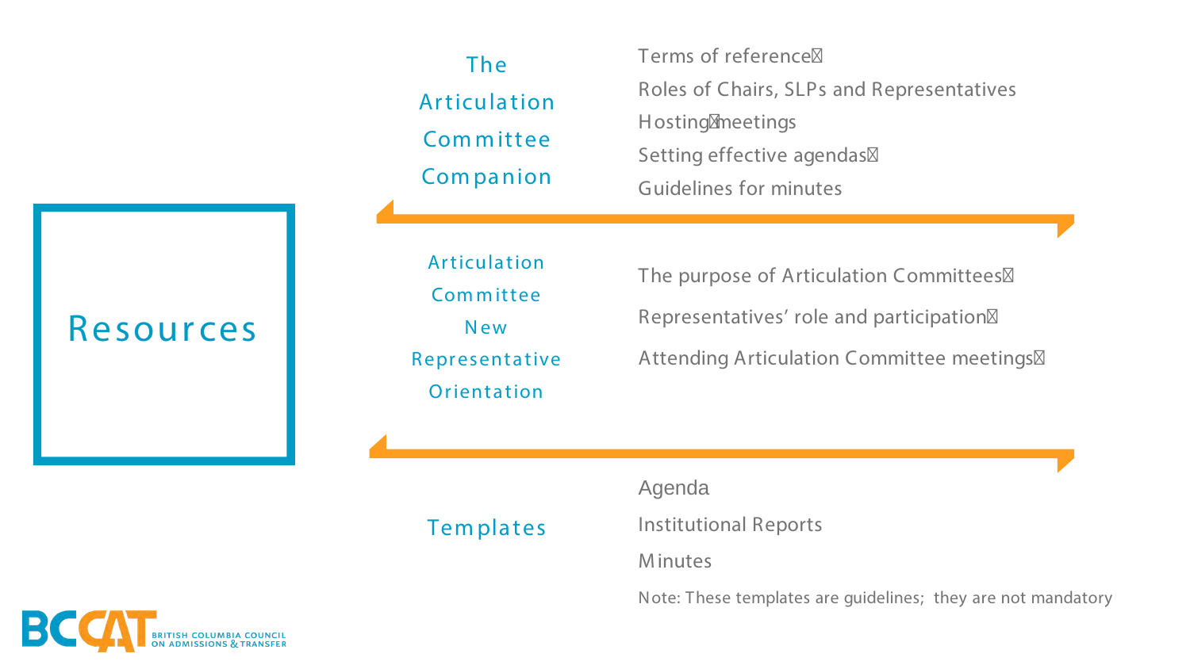# Resources

## The Articulation Committee Companion

- Terms of reference
- Roles of Chairs, SLPs and Representatives
- Hosting meetings
- Setting effective agendas
- Guidelines for minutes

## Articulation Committee New Representative Orientation

- The purpose of Articulation Committees
- Representatives' role and participation
- Attending Articulation Committee meetings

## Templates

- Agenda
- Institutional Reports
- Minutes

Note: These templates are guidelines; they are not mandatory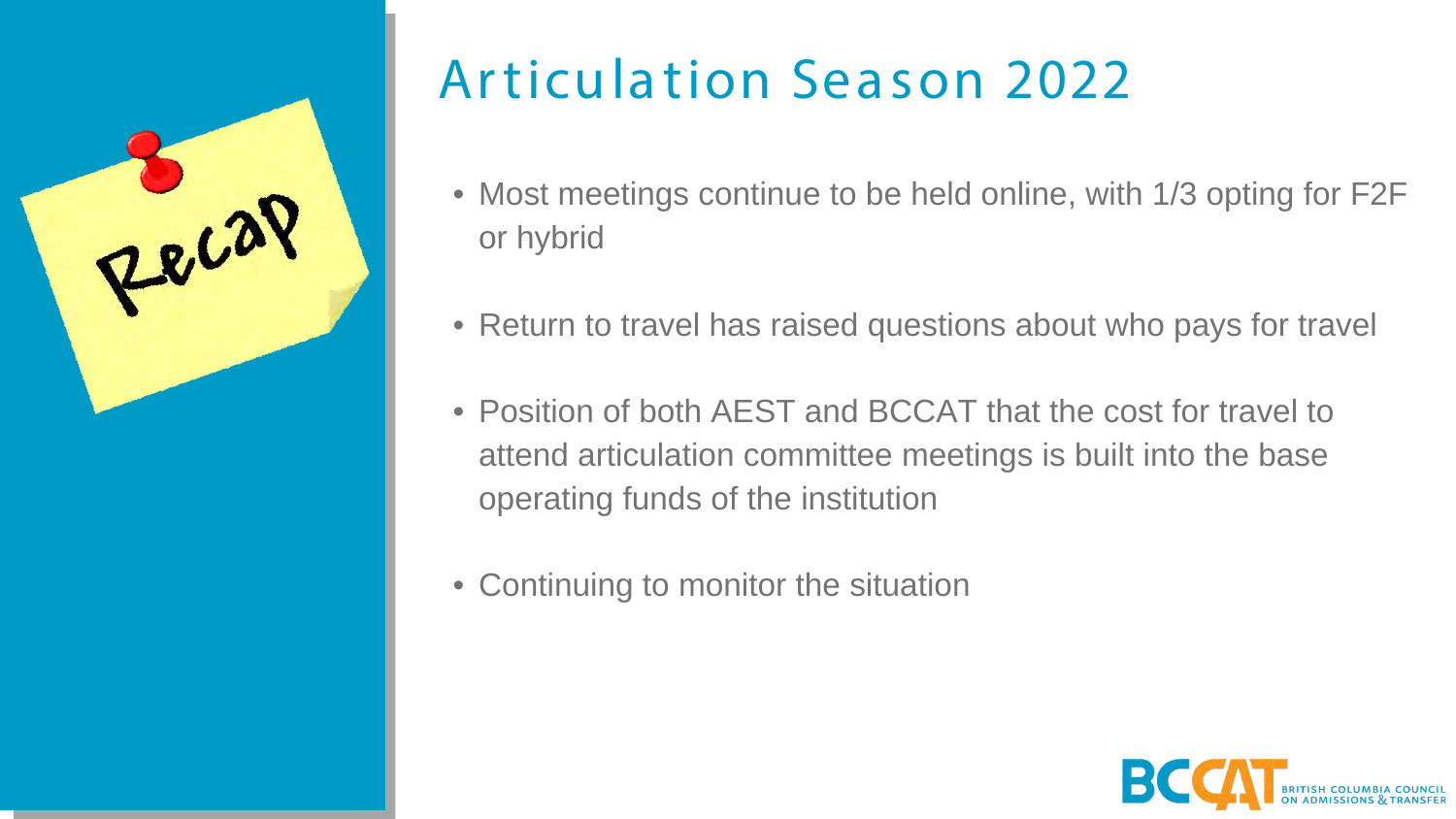# Articulation Season 2022

- Most meetings continue to be held online, with 1/3 opting for F2F or hybrid
- Return to travel has raised questions about who pays for travel
- Position of both AEST and BCCAT that the cost for travel to attend articulation committee meetings is built into the base operating funds of the institution
- Continuing to monitor the situation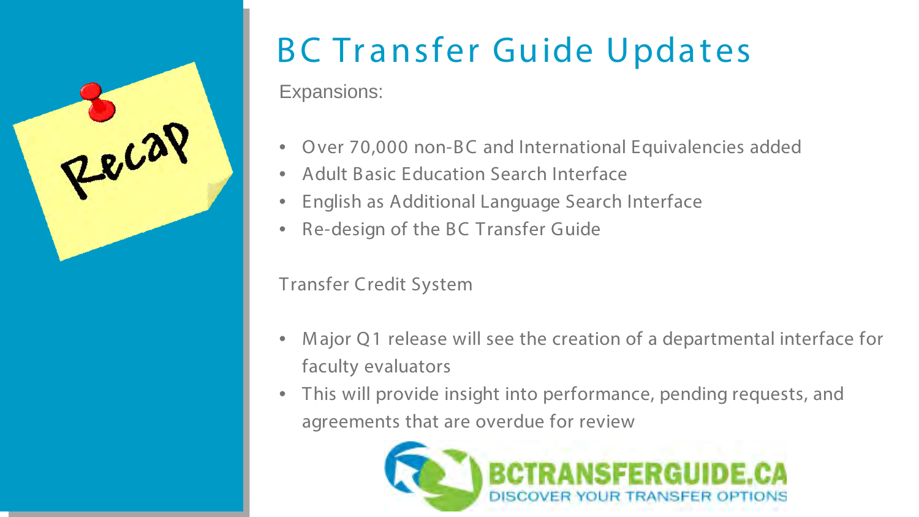# BC Transfer Guide Updates

Expansions:

- Over 70,000 non-BC and International Equivalencies added
- Adult Basic Education Search Interface
- English as Additional Language Search Interface
- Re-design of the BC Transfer Guide

Transfer Credit System

- Major Q1 release will see the creation of a departmental interface for faculty evaluators
- This will provide insight into performance, pending requests, and agreements that are overdue for review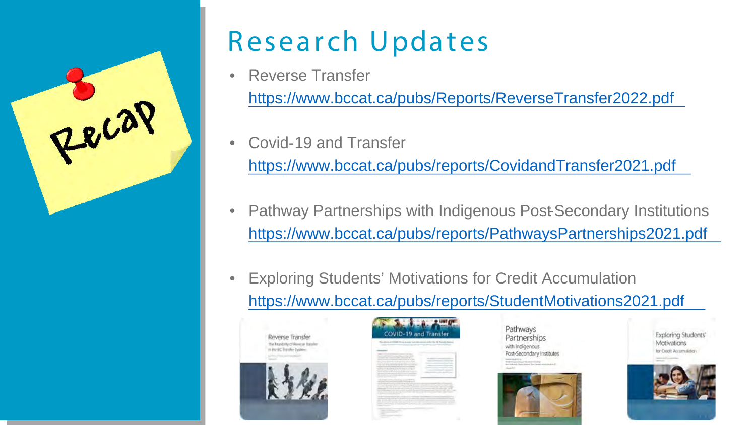Recap

# Research Updates

- Reverse Transfer
  https://www.bccat.ca/pubs/Reports/ReverseTransfer2022.pdf
- Covid-19 and Transfer
  https://www.bccat.ca/pubs/reports/CovidandTransfer2021.pdf
- Pathway Partnerships with Indigenous Post-Secondary Institutions
  https://www.bccat.ca/pubs/reports/PathwaysPartnerships2021.pdf
- Exploring Students' Motivations for Credit Accumulation
  https://www.bccat.ca/pubs/reports/StudentMotivations2021.pdf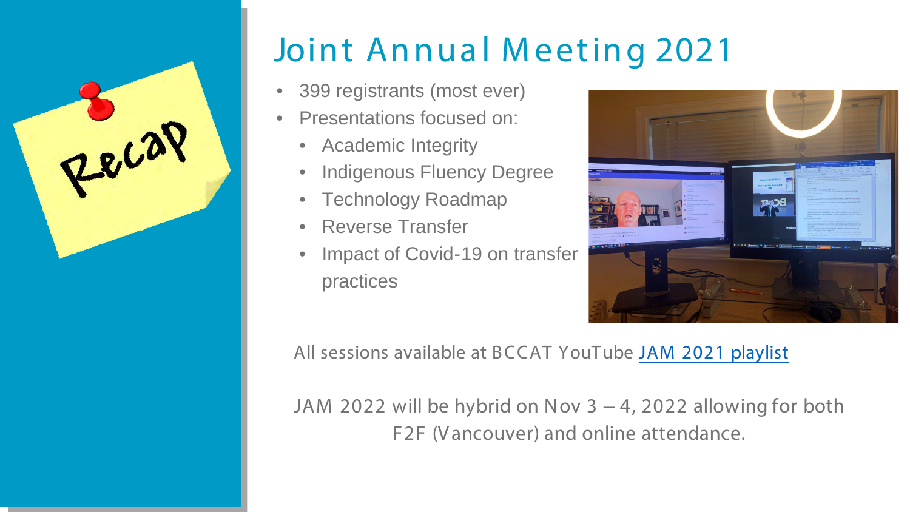Recap

# Joint Annual Meeting 2021

- 399 registrants (most ever)
- Presentations focused on:
  - Academic Integrity
  - Indigenous Fluency Degree
  - Technology Roadmap
  - Reverse Transfer
  - Impact of Covid-19 on transfer practices

All sessions available at BCCAT YouTube JAM 2021 playlist

JAM 2022 will be hybrid on Nov 3 – 4, 2022 allowing for both F2F (Vancouver) and online attendance.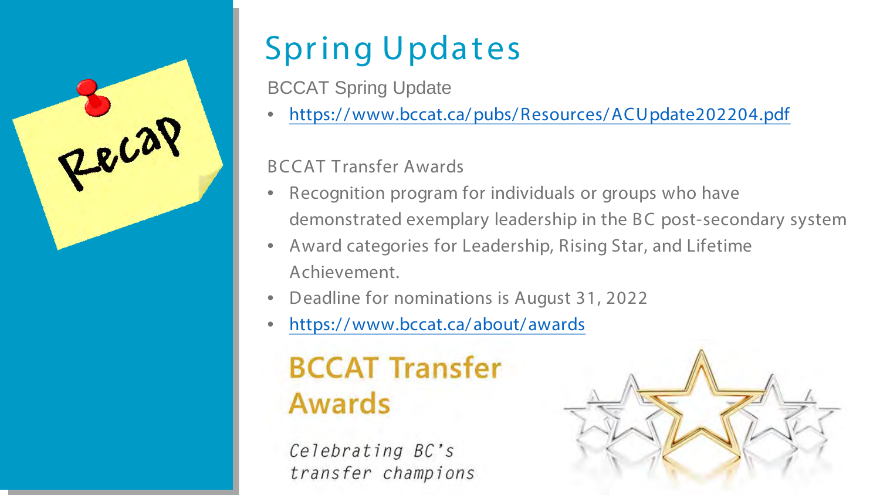# Spring Updates

BCCAT Spring Update

- https://www.bccat.ca/pubs/Resources/ACUpdate202204.pdf

BCCAT Transfer Awards

- Recognition program for individuals or groups who have demonstrated exemplary leadership in the BC post-secondary system
- Award categories for Leadership, Rising Star, and Lifetime Achievement.
- Deadline for nominations is August 31, 2022
- https://www.bccat.ca/about/awards

**BCCAT Transfer Awards**

*Celebrating BC's transfer champions*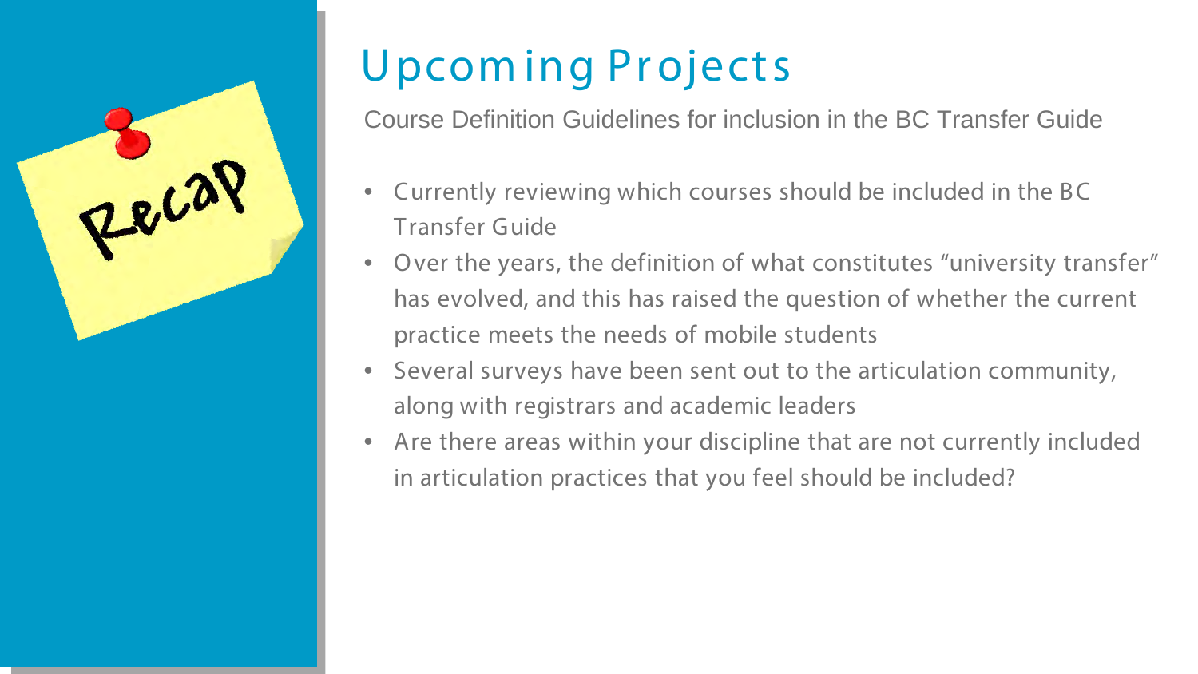# Upcoming Projects

Course Definition Guidelines for inclusion in the BC Transfer Guide

- Currently reviewing which courses should be included in the BC Transfer Guide
- Over the years, the definition of what constitutes "university transfer" has evolved, and this has raised the question of whether the current practice meets the needs of mobile students
- Several surveys have been sent out to the articulation community, along with registrars and academic leaders
- Are there areas within your discipline that are not currently included in articulation practices that you feel should be included?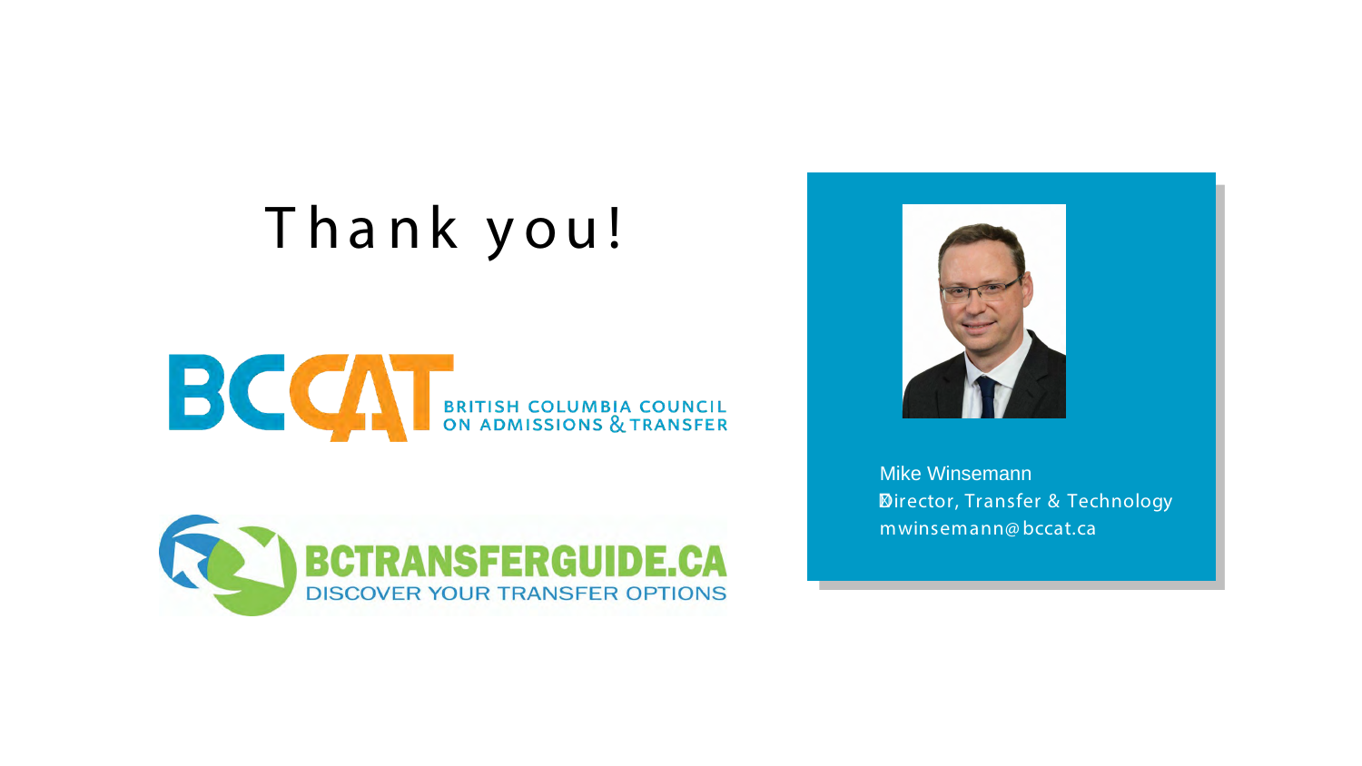# Thank you!

BCCAT BRITISH COLUMBIA COUNCIL ON ADMISSIONS & TRANSFER

BCTRANSFERGUIDE.CA DISCOVER YOUR TRANSFER OPTIONS

Mike Winsemann
Director, Transfer & Technology
mwinsemann@bccat.ca